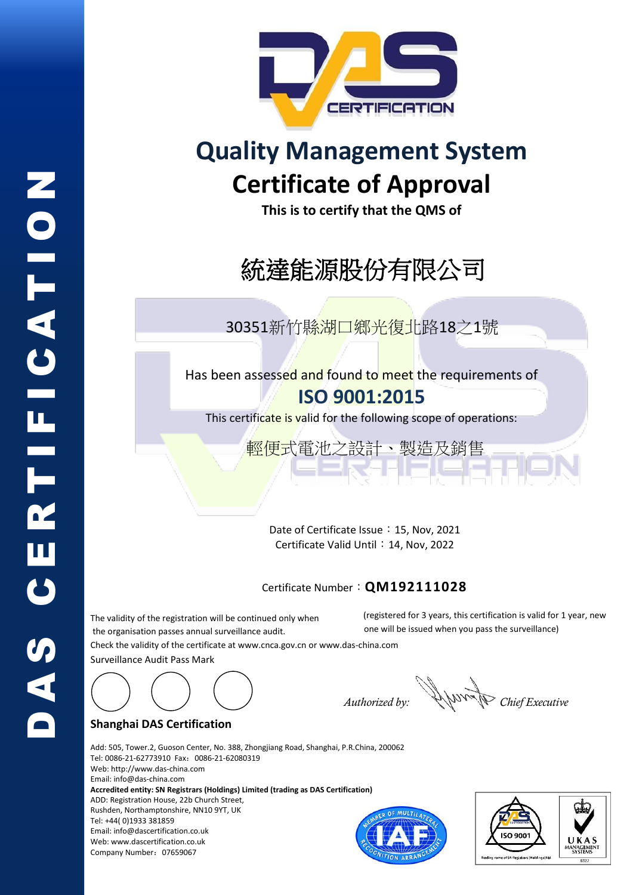DAS CERTIFICATION

# Quality Management System
# Certificate of Approval

**This is to certify that the QMS of**

## 統達能源股份有限公司

30351新竹縣湖口鄉光復北路18之1號

Has been assessed and found to meet the requirements of

## ISO 9001:2015

This certificate is valid for the following scope of operations:

輕便式電池之設計、製造及銷售

Date of Certificate Issue：15, Nov, 2021

Certificate Valid Until：14, Nov, 2022

Certificate Number：**QM192111028**

The validity of the registration will be continued only when the organisation passes annual surveillance audit.

(registered for 3 years, this certification is valid for 1 year, new one will be issued when you pass the surveillance)

Check the validity of the certificate at www.cnca.gov.cn or www.das-china.com

Surveillance Audit Pass Mark

*Authorized by:* *Chief Executive*

**Shanghai DAS Certification**

Add: 505, Tower.2, Guoson Center, No. 388, Zhongjiang Road, Shanghai, P.R.China, 200062
Tel: 0086-21-62773910 Fax：0086-21-62080319
Web: http://www.das-china.com
Email: info@das-china.com
**Accredited entity: SN Registrars (Holdings) Limited (trading as DAS Certification)**
ADD: Registration House, 22b Church Street,
Rushden, Northamptonshire, NN10 9YT, UK
Tel: +44( 0)1933 381859
Email: info@dascertification.co.uk
Web: www.dascertification.co.uk
Company Number：07659067

ISO 9001

UKAS MANAGEMENT SYSTEMS 8327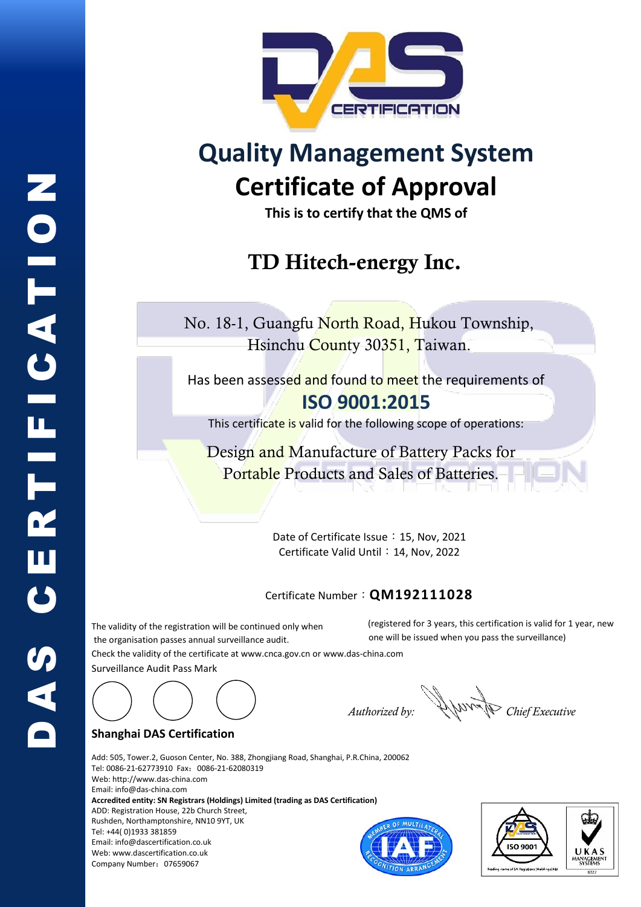# Quality Management System

# Certificate of Approval

**This is to certify that the QMS of**

## TD Hitech-energy Inc.

No. 18-1, Guangfu North Road, Hukou Township,
Hsinchu County 30351, Taiwan.

Has been assessed and found to meet the requirements of

**ISO 9001:2015**

This certificate is valid for the following scope of operations:

Design and Manufacture of Battery Packs for
Portable Products and Sales of Batteries.

Date of Certificate Issue：15, Nov, 2021
Certificate Valid Until：14, Nov, 2022

Certificate Number：**QM192111028**

The validity of the registration will be continued only when the organisation passes annual surveillance audit.

(registered for 3 years, this certification is valid for 1 year, new one will be issued when you pass the surveillance)

Check the validity of the certificate at www.cnca.gov.cn or www.das-china.com

Surveillance Audit Pass Mark

*Authorized by:* *Chief Executive*

**Shanghai DAS Certification**

Add: 505, Tower.2, Guoson Center, No. 388, Zhongjiang Road, Shanghai, P.R.China, 200062
Tel: 0086-21-62773910 Fax：0086-21-62080319
Web: http://www.das-china.com
Email: info@das-china.com

**Accredited entity: SN Registrars (Holdings) Limited (trading as DAS Certification)**
ADD: Registration House, 22b Church Street,
Rushden, Northamptonshire, NN10 9YT, UK
Tel: +44( 0)1933 381859
Email: info@dascertification.co.uk
Web: www.dascertification.co.uk
Company Number：07659067

DAS CERTIFICATION